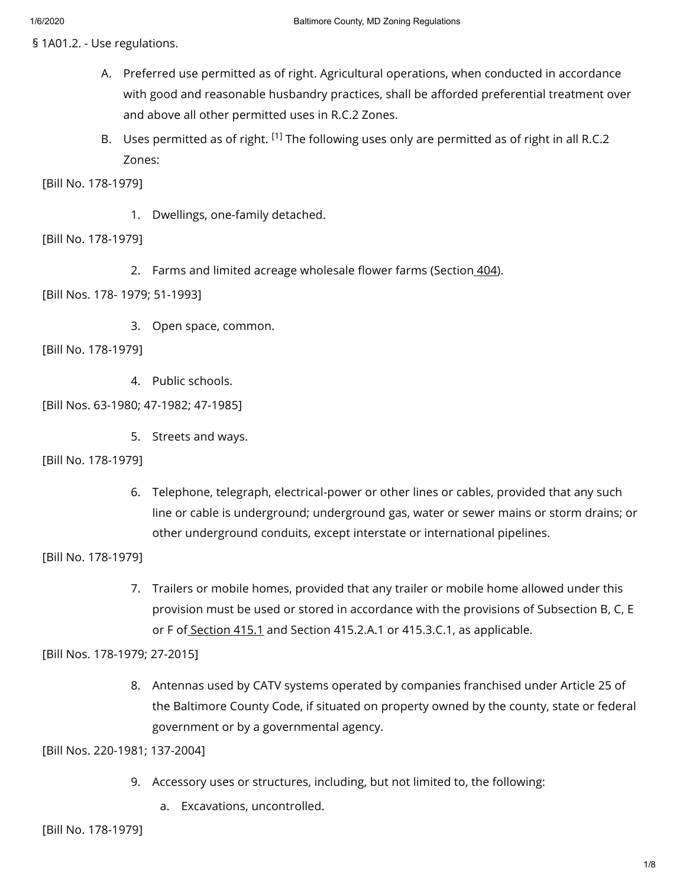§ 1A01.2. - Use regulations.

A. Preferred use permitted as of right. Agricultural operations, when conducted in accordance with good and reasonable husbandry practices, shall be afforded preferential treatment over and above all other permitted uses in R.C.2 Zones.

B. Uses permitted as of right. [1] The following uses only are permitted as of right in all R.C.2 Zones:

[Bill No. 178-1979]

1. Dwellings, one-family detached.

[Bill No. 178-1979]

2. Farms and limited acreage wholesale flower farms (Section 404).

[Bill Nos. 178- 1979; 51-1993]

3. Open space, common.

[Bill No. 178-1979]

4. Public schools.

[Bill Nos. 63-1980; 47-1982; 47-1985]

5. Streets and ways.

[Bill No. 178-1979]

6. Telephone, telegraph, electrical-power or other lines or cables, provided that any such line or cable is underground; underground gas, water or sewer mains or storm drains; or other underground conduits, except interstate or international pipelines.

[Bill No. 178-1979]

7. Trailers or mobile homes, provided that any trailer or mobile home allowed under this provision must be used or stored in accordance with the provisions of Subsection B, C, E or F of Section 415.1 and Section 415.2.A.1 or 415.3.C.1, as applicable.

[Bill Nos. 178-1979; 27-2015]

8. Antennas used by CATV systems operated by companies franchised under Article 25 of the Baltimore County Code, if situated on property owned by the county, state or federal government or by a governmental agency.

[Bill Nos. 220-1981; 137-2004]

9. Accessory uses or structures, including, but not limited to, the following:

   a. Excavations, uncontrolled.

[Bill No. 178-1979]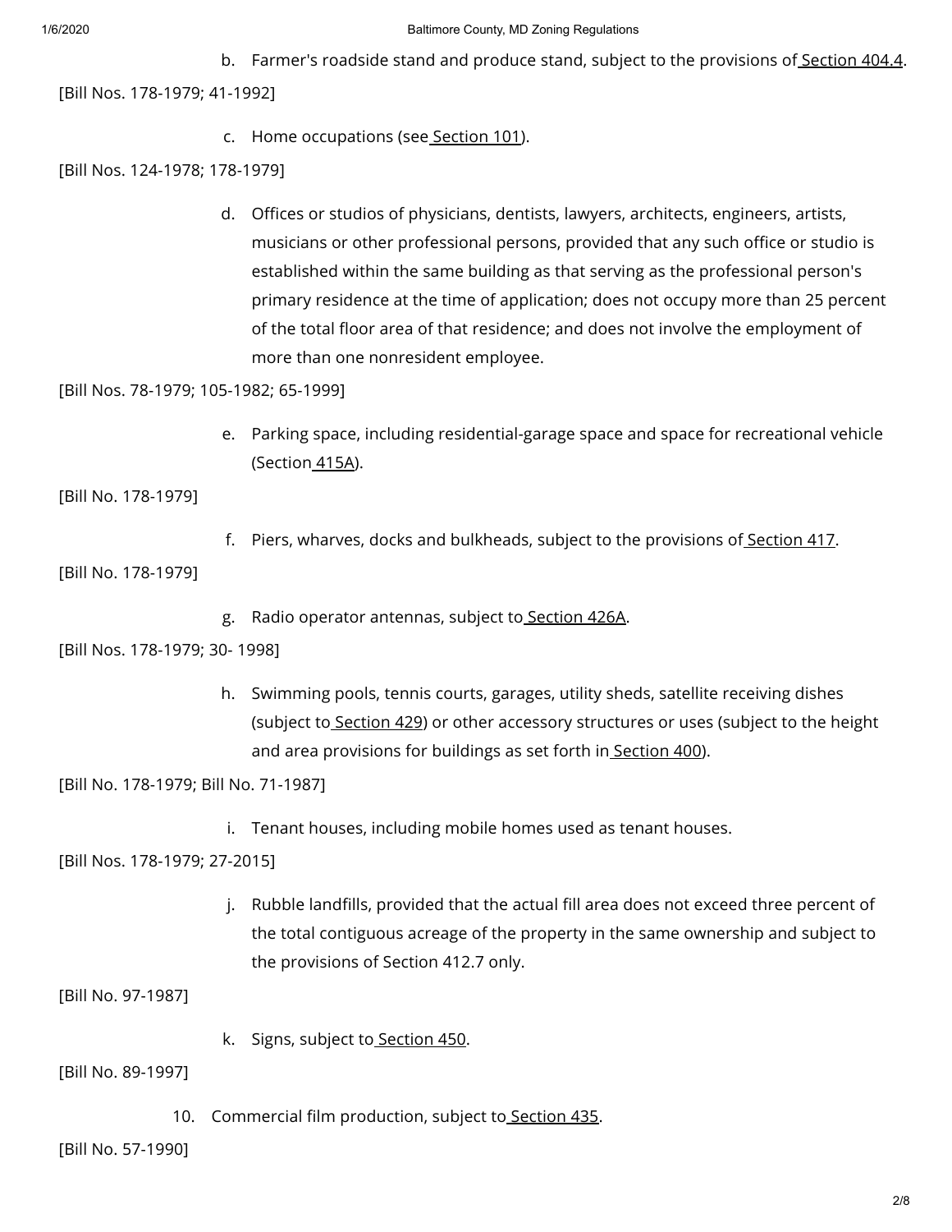b. Farmer's roadside stand and produce stand, subject to the provisions of Section 404.4.

[Bill Nos. 178-1979; 41-1992]

c. Home occupations (see Section 101).

[Bill Nos. 124-1978; 178-1979]

d. Offices or studios of physicians, dentists, lawyers, architects, engineers, artists, musicians or other professional persons, provided that any such office or studio is established within the same building as that serving as the professional person's primary residence at the time of application; does not occupy more than 25 percent of the total floor area of that residence; and does not involve the employment of more than one nonresident employee.

[Bill Nos. 78-1979; 105-1982; 65-1999]

e. Parking space, including residential-garage space and space for recreational vehicle (Section 415A).

[Bill No. 178-1979]

f. Piers, wharves, docks and bulkheads, subject to the provisions of Section 417.

[Bill No. 178-1979]

g. Radio operator antennas, subject to Section 426A.

[Bill Nos. 178-1979; 30- 1998]

h. Swimming pools, tennis courts, garages, utility sheds, satellite receiving dishes (subject to Section 429) or other accessory structures or uses (subject to the height and area provisions for buildings as set forth in Section 400).

[Bill No. 178-1979; Bill No. 71-1987]

i. Tenant houses, including mobile homes used as tenant houses.

[Bill Nos. 178-1979; 27-2015]

j. Rubble landfills, provided that the actual fill area does not exceed three percent of the total contiguous acreage of the property in the same ownership and subject to the provisions of Section 412.7 only.

[Bill No. 97-1987]

k. Signs, subject to Section 450.

[Bill No. 89-1997]

10. Commercial film production, subject to Section 435.

[Bill No. 57-1990]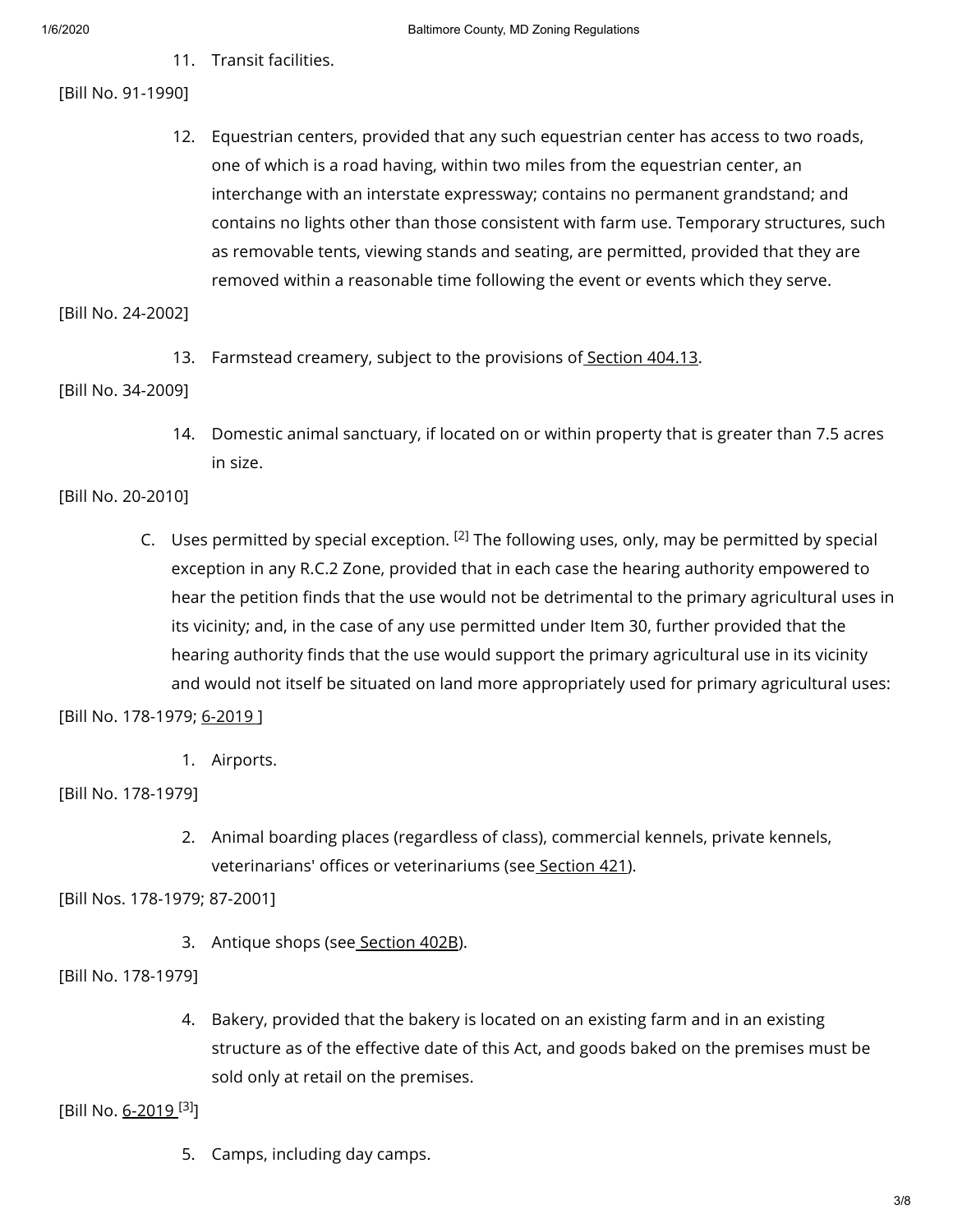11. Transit facilities.

[Bill No. 91-1990]

12. Equestrian centers, provided that any such equestrian center has access to two roads, one of which is a road having, within two miles from the equestrian center, an interchange with an interstate expressway; contains no permanent grandstand; and contains no lights other than those consistent with farm use. Temporary structures, such as removable tents, viewing stands and seating, are permitted, provided that they are removed within a reasonable time following the event or events which they serve.

[Bill No. 24-2002]

13. Farmstead creamery, subject to the provisions of Section 404.13.

[Bill No. 34-2009]

14. Domestic animal sanctuary, if located on or within property that is greater than 7.5 acres in size.

[Bill No. 20-2010]

C. Uses permitted by special exception. [2] The following uses, only, may be permitted by special exception in any R.C.2 Zone, provided that in each case the hearing authority empowered to hear the petition finds that the use would not be detrimental to the primary agricultural uses in its vicinity; and, in the case of any use permitted under Item 30, further provided that the hearing authority finds that the use would support the primary agricultural use in its vicinity and would not itself be situated on land more appropriately used for primary agricultural uses:

[Bill No. 178-1979; 6-2019 ]

1. Airports.

[Bill No. 178-1979]

2. Animal boarding places (regardless of class), commercial kennels, private kennels, veterinarians' offices or veterinariums (see Section 421).

[Bill Nos. 178-1979; 87-2001]

3. Antique shops (see Section 402B).

[Bill No. 178-1979]

4. Bakery, provided that the bakery is located on an existing farm and in an existing structure as of the effective date of this Act, and goods baked on the premises must be sold only at retail on the premises.

[Bill No. 6-2019 [3]]

5. Camps, including day camps.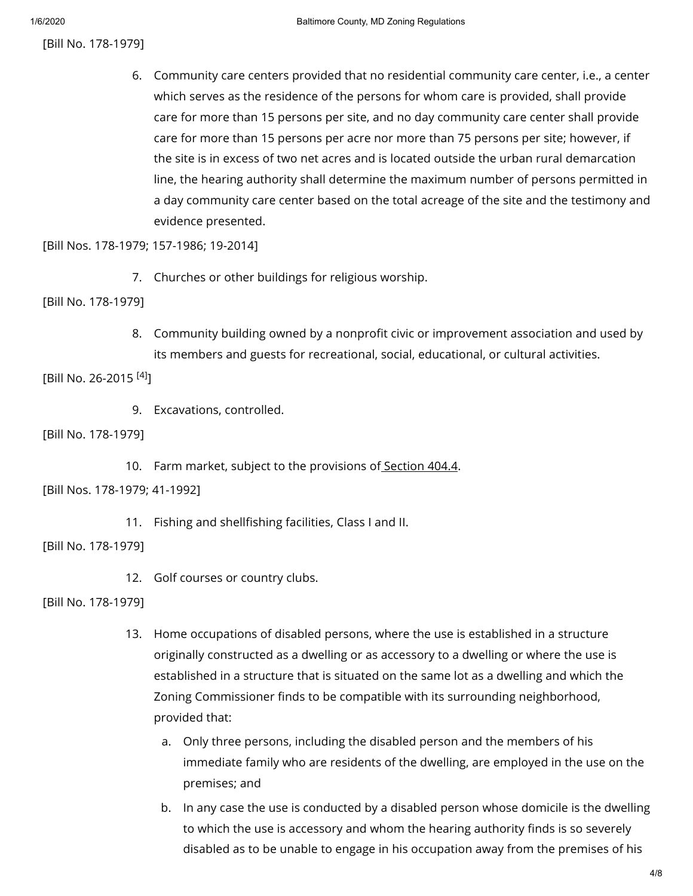[Bill No. 178-1979]

6. Community care centers provided that no residential community care center, i.e., a center which serves as the residence of the persons for whom care is provided, shall provide care for more than 15 persons per site, and no day community care center shall provide care for more than 15 persons per acre nor more than 75 persons per site; however, if the site is in excess of two net acres and is located outside the urban rural demarcation line, the hearing authority shall determine the maximum number of persons permitted in a day community care center based on the total acreage of the site and the testimony and evidence presented.

[Bill Nos. 178-1979; 157-1986; 19-2014]

7. Churches or other buildings for religious worship.

[Bill No. 178-1979]

8. Community building owned by a nonprofit civic or improvement association and used by its members and guests for recreational, social, educational, or cultural activities.

[Bill No. 26-2015 [4]]

9. Excavations, controlled.

[Bill No. 178-1979]

10. Farm market, subject to the provisions of Section 404.4.

[Bill Nos. 178-1979; 41-1992]

11. Fishing and shellfishing facilities, Class I and II.

[Bill No. 178-1979]

12. Golf courses or country clubs.

[Bill No. 178-1979]

13. Home occupations of disabled persons, where the use is established in a structure originally constructed as a dwelling or as accessory to a dwelling or where the use is established in a structure that is situated on the same lot as a dwelling and which the Zoning Commissioner finds to be compatible with its surrounding neighborhood, provided that:
    a. Only three persons, including the disabled person and the members of his immediate family who are residents of the dwelling, are employed in the use on the premises; and
    b. In any case the use is conducted by a disabled person whose domicile is the dwelling to which the use is accessory and whom the hearing authority finds is so severely disabled as to be unable to engage in his occupation away from the premises of his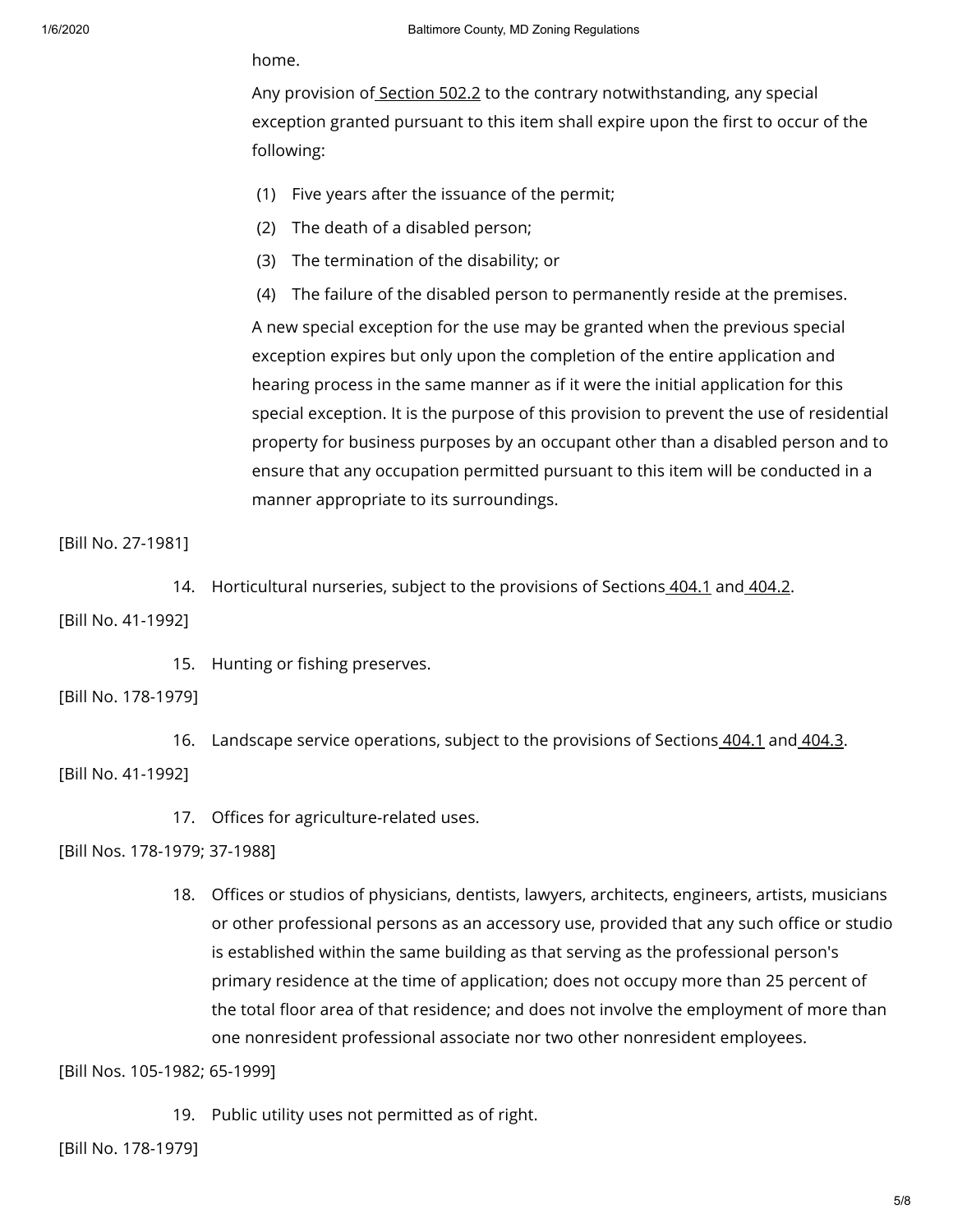home.

Any provision of Section 502.2 to the contrary notwithstanding, any special exception granted pursuant to this item shall expire upon the first to occur of the following:

(1) Five years after the issuance of the permit;

(2) The death of a disabled person;

(3) The termination of the disability; or

(4) The failure of the disabled person to permanently reside at the premises.

A new special exception for the use may be granted when the previous special exception expires but only upon the completion of the entire application and hearing process in the same manner as if it were the initial application for this special exception. It is the purpose of this provision to prevent the use of residential property for business purposes by an occupant other than a disabled person and to ensure that any occupation permitted pursuant to this item will be conducted in a manner appropriate to its surroundings.

[Bill No. 27-1981]

14. Horticultural nurseries, subject to the provisions of Sections 404.1 and 404.2.

[Bill No. 41-1992]

15. Hunting or fishing preserves.

[Bill No. 178-1979]

16. Landscape service operations, subject to the provisions of Sections 404.1 and 404.3.

[Bill No. 41-1992]

17. Offices for agriculture-related uses.

[Bill Nos. 178-1979; 37-1988]

18. Offices or studios of physicians, dentists, lawyers, architects, engineers, artists, musicians or other professional persons as an accessory use, provided that any such office or studio is established within the same building as that serving as the professional person's primary residence at the time of application; does not occupy more than 25 percent of the total floor area of that residence; and does not involve the employment of more than one nonresident professional associate nor two other nonresident employees.

[Bill Nos. 105-1982; 65-1999]

19. Public utility uses not permitted as of right.

[Bill No. 178-1979]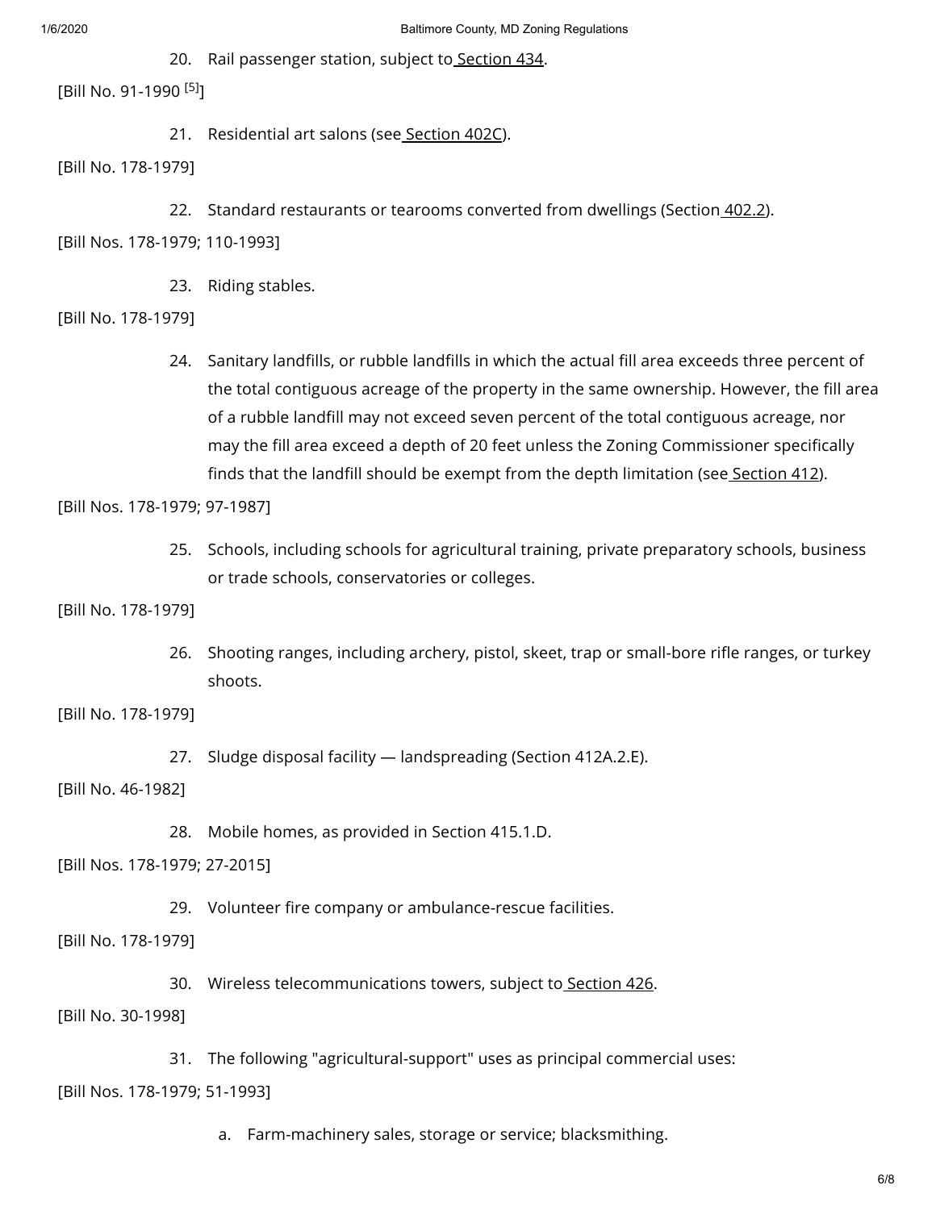20. Rail passenger station, subject to Section 434.

[Bill No. 91-1990 [5]]

21. Residential art salons (see Section 402C).

[Bill No. 178-1979]

22. Standard restaurants or tearooms converted from dwellings (Section 402.2).

[Bill Nos. 178-1979; 110-1993]

23. Riding stables.

[Bill No. 178-1979]

24. Sanitary landfills, or rubble landfills in which the actual fill area exceeds three percent of the total contiguous acreage of the property in the same ownership. However, the fill area of a rubble landfill may not exceed seven percent of the total contiguous acreage, nor may the fill area exceed a depth of 20 feet unless the Zoning Commissioner specifically finds that the landfill should be exempt from the depth limitation (see Section 412).

[Bill Nos. 178-1979; 97-1987]

25. Schools, including schools for agricultural training, private preparatory schools, business or trade schools, conservatories or colleges.

[Bill No. 178-1979]

26. Shooting ranges, including archery, pistol, skeet, trap or small-bore rifle ranges, or turkey shoots.

[Bill No. 178-1979]

27. Sludge disposal facility — landspreading (Section 412A.2.E).

[Bill No. 46-1982]

28. Mobile homes, as provided in Section 415.1.D.

[Bill Nos. 178-1979; 27-2015]

29. Volunteer fire company or ambulance-rescue facilities.

[Bill No. 178-1979]

30. Wireless telecommunications towers, subject to Section 426.

[Bill No. 30-1998]

31. The following "agricultural-support" uses as principal commercial uses:

[Bill Nos. 178-1979; 51-1993]

a. Farm-machinery sales, storage or service; blacksmithing.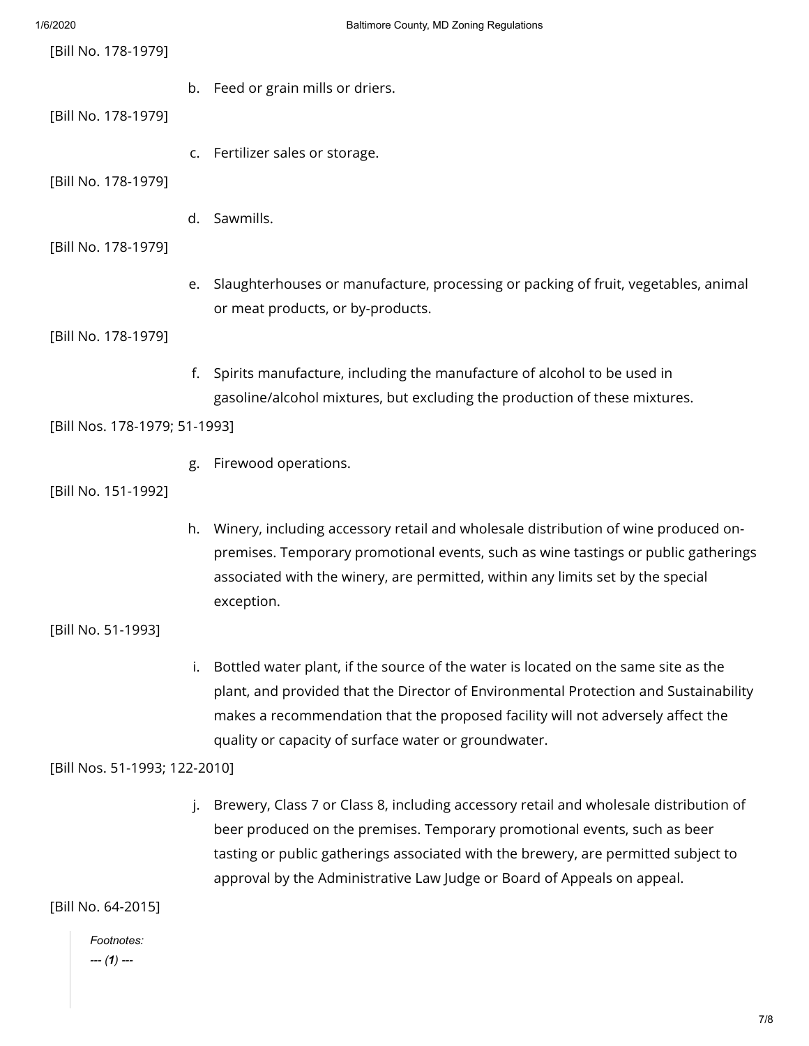[Bill No. 178-1979]

b. Feed or grain mills or driers.

[Bill No. 178-1979]

c. Fertilizer sales or storage.

[Bill No. 178-1979]

d. Sawmills.

[Bill No. 178-1979]

e. Slaughterhouses or manufacture, processing or packing of fruit, vegetables, animal or meat products, or by-products.

[Bill No. 178-1979]

f. Spirits manufacture, including the manufacture of alcohol to be used in gasoline/alcohol mixtures, but excluding the production of these mixtures.

[Bill Nos. 178-1979; 51-1993]

g. Firewood operations.

[Bill No. 151-1992]

h. Winery, including accessory retail and wholesale distribution of wine produced on-premises. Temporary promotional events, such as wine tastings or public gatherings associated with the winery, are permitted, within any limits set by the special exception.

[Bill No. 51-1993]

i. Bottled water plant, if the source of the water is located on the same site as the plant, and provided that the Director of Environmental Protection and Sustainability makes a recommendation that the proposed facility will not adversely affect the quality or capacity of surface water or groundwater.

[Bill Nos. 51-1993; 122-2010]

j. Brewery, Class 7 or Class 8, including accessory retail and wholesale distribution of beer produced on the premises. Temporary promotional events, such as beer tasting or public gatherings associated with the brewery, are permitted subject to approval by the Administrative Law Judge or Board of Appeals on appeal.

[Bill No. 64-2015]

*Footnotes:*

*--- (**1**) ---*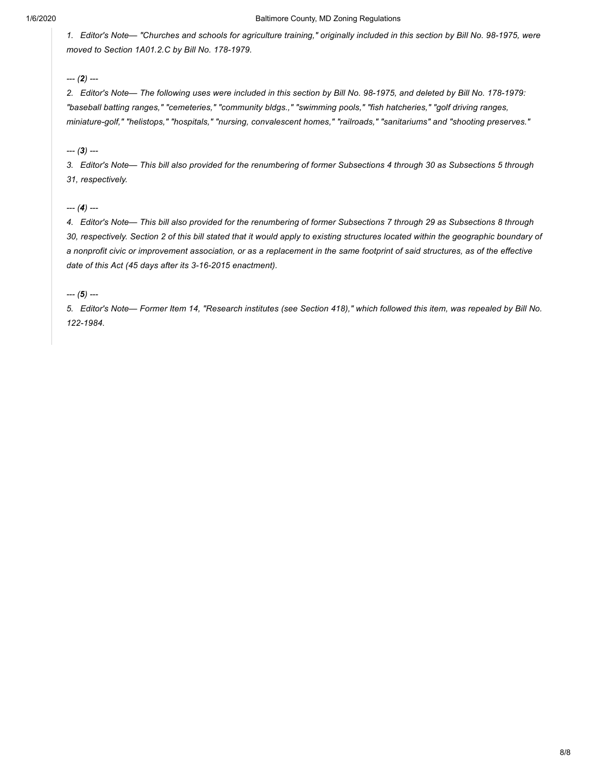*1. Editor's Note— "Churches and schools for agriculture training," originally included in this section by Bill No. 98-1975, were moved to Section 1A01.2.C by Bill No. 178-1979.*

*--- (**2**) ---*

*2. Editor's Note— The following uses were included in this section by Bill No. 98-1975, and deleted by Bill No. 178-1979: "baseball batting ranges," "cemeteries," "community bldgs.," "swimming pools," "fish hatcheries," "golf driving ranges, miniature-golf," "helistops," "hospitals," "nursing, convalescent homes," "railroads," "sanitariums" and "shooting preserves."*

*--- (**3**) ---*

*3. Editor's Note— This bill also provided for the renumbering of former Subsections 4 through 30 as Subsections 5 through 31, respectively.*

*--- (**4**) ---*

*4. Editor's Note— This bill also provided for the renumbering of former Subsections 7 through 29 as Subsections 8 through 30, respectively. Section 2 of this bill stated that it would apply to existing structures located within the geographic boundary of a nonprofit civic or improvement association, or as a replacement in the same footprint of said structures, as of the effective date of this Act (45 days after its 3-16-2015 enactment).*

*--- (**5**) ---*

*5. Editor's Note— Former Item 14, "Research institutes (see Section 418)," which followed this item, was repealed by Bill No. 122-1984.*